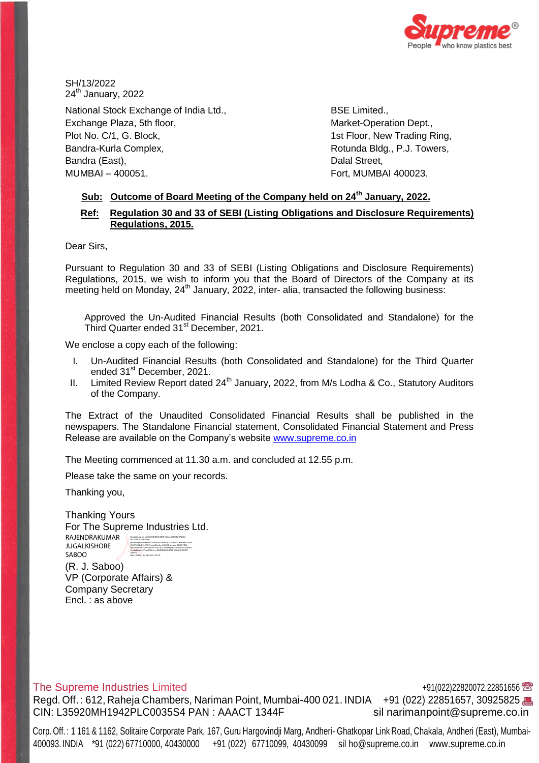Supreme
People who know plastics best

SH/13/2022
24th January, 2022

National Stock Exchange of India Ltd.,
Exchange Plaza, 5th floor,
Plot No. C/1, G. Block,
Bandra-Kurla Complex,
Bandra (East),
MUMBAI – 400051.

BSE Limited.,
Market-Operation Dept.,
1st Floor, New Trading Ring,
Rotunda Bldg., P.J. Towers,
Dalal Street,
Fort, MUMBAI 400023.

**Sub: Outcome of Board Meeting of the Company held on 24th January, 2022.**

**Ref: Regulation 30 and 33 of SEBI (Listing Obligations and Disclosure Requirements) Regulations, 2015.**

Dear Sirs,

Pursuant to Regulation 30 and 33 of SEBI (Listing Obligations and Disclosure Requirements) Regulations, 2015, we wish to inform you that the Board of Directors of the Company at its meeting held on Monday, 24th January, 2022, inter- alia, transacted the following business:

Approved the Un-Audited Financial Results (both Consolidated and Standalone) for the Third Quarter ended 31st December, 2021.

We enclose a copy each of the following:

I. Un-Audited Financial Results (both Consolidated and Standalone) for the Third Quarter ended 31st December, 2021.
II. Limited Review Report dated 24th January, 2022, from M/s Lodha & Co., Statutory Auditors of the Company.

The Extract of the Unaudited Consolidated Financial Results shall be published in the newspapers. The Standalone Financial statement, Consolidated Financial Statement and Press Release are available on the Company's website www.supreme.co.in

The Meeting commenced at 11.30 a.m. and concluded at 12.55 p.m.

Please take the same on your records.

Thanking you,

Thanking Yours
For The Supreme Industries Ltd.

RAJENDRAKUMAR JUGALKISHORE SABOO

(R. J. Saboo)
VP (Corporate Affairs) &
Company Secretary
Encl. : as above

The Supreme Industries Limited
Regd. Off.: 612, Raheja Chambers, Nariman Point, Mumbai-400 021. INDIA +91(022)22820072,22851656 +91 (022) 22851657, 30925825
CIN: L35920MH1942PLC0035S4 PAN : AAACT 1344F sil narimanpoint@supreme.co.in

Corp. Off.: 1 161 & 1162, Solitaire Corporate Park, 167, Guru Hargovindji Marg, Andheri- Ghatkopar Link Road, Chakala, Andheri (East), Mumbai-400093. INDIA *91 (022) 67710000, 40430000 +91 (022) 67710099, 40430099 sil ho@supreme.co.in www.supreme.co.in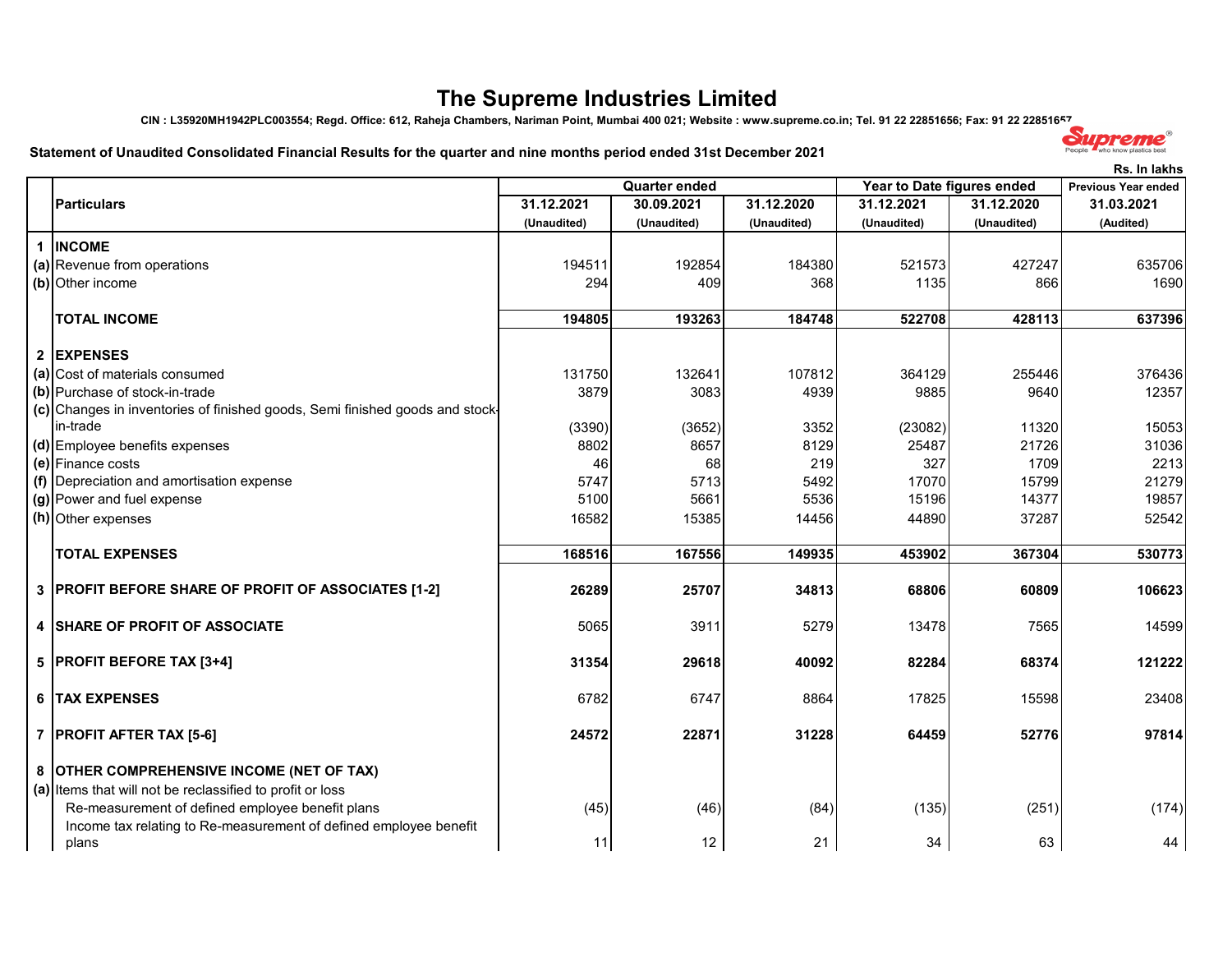# The Supreme Industries Limited

**CIN : L35920MH1942PLC003554; Regd. Office: 612, Raheja Chambers, Nariman Point, Mumbai 400 021; Website : www.supreme.co.in; Tel. 91 22 22851656; Fax: 91 22 22851657**

**Statement of Unaudited Consolidated Financial Results for the quarter and nine months period ended 31st December 2021**

**Rs. In lakhs**

| | Particulars | Quarter ended | | | Year to Date figures ended | | Previous Year ended |
|---|---|---|---|---|---|---|---|
| | | 31.12.2021 | 30.09.2021 | 31.12.2020 | 31.12.2021 | 31.12.2020 | 31.03.2021 |
| | | (Unaudited) | (Unaudited) | (Unaudited) | (Unaudited) | (Unaudited) | (Audited) |
| **1** | **INCOME** | | | | | | |
| (a) | Revenue from operations | 194511 | 192854 | 184380 | 521573 | 427247 | 635706 |
| (b) | Other income | 294 | 409 | 368 | 1135 | 866 | 1690 |
| | **TOTAL INCOME** | **194805** | **193263** | **184748** | **522708** | **428113** | **637396** |
| **2** | **EXPENSES** | | | | | | |
| (a) | Cost of materials consumed | 131750 | 132641 | 107812 | 364129 | 255446 | 376436 |
| (b) | Purchase of stock-in-trade | 3879 | 3083 | 4939 | 9885 | 9640 | 12357 |
| (c) | Changes in inventories of finished goods, Semi finished goods and stock-in-trade | (3390) | (3652) | 3352 | (23082) | 11320 | 15053 |
| (d) | Employee benefits expenses | 8802 | 8657 | 8129 | 25487 | 21726 | 31036 |
| (e) | Finance costs | 46 | 68 | 219 | 327 | 1709 | 2213 |
| (f) | Depreciation and amortisation expense | 5747 | 5713 | 5492 | 17070 | 15799 | 21279 |
| (g) | Power and fuel expense | 5100 | 5661 | 5536 | 15196 | 14377 | 19857 |
| (h) | Other expenses | 16582 | 15385 | 14456 | 44890 | 37287 | 52542 |
| | **TOTAL EXPENSES** | **168516** | **167556** | **149935** | **453902** | **367304** | **530773** |
| **3** | **PROFIT BEFORE SHARE OF PROFIT OF ASSOCIATES [1-2]** | **26289** | **25707** | **34813** | **68806** | **60809** | **106623** |
| **4** | **SHARE OF PROFIT OF ASSOCIATE** | 5065 | 3911 | 5279 | 13478 | 7565 | 14599 |
| **5** | **PROFIT BEFORE TAX [3+4]** | **31354** | **29618** | **40092** | **82284** | **68374** | **121222** |
| **6** | **TAX EXPENSES** | 6782 | 6747 | 8864 | 17825 | 15598 | 23408 |
| **7** | **PROFIT AFTER TAX [5-6]** | **24572** | **22871** | **31228** | **64459** | **52776** | **97814** |
| **8** | **OTHER COMPREHENSIVE INCOME (NET OF TAX)** | | | | | | |
| (a) | Items that will not be reclassified to profit or loss | | | | | | |
| | Re-measurement of defined employee benefit plans | (45) | (46) | (84) | (135) | (251) | (174) |
| | Income tax relating to Re-measurement of defined employee benefit plans | 11 | 12 | 21 | 34 | 63 | 44 |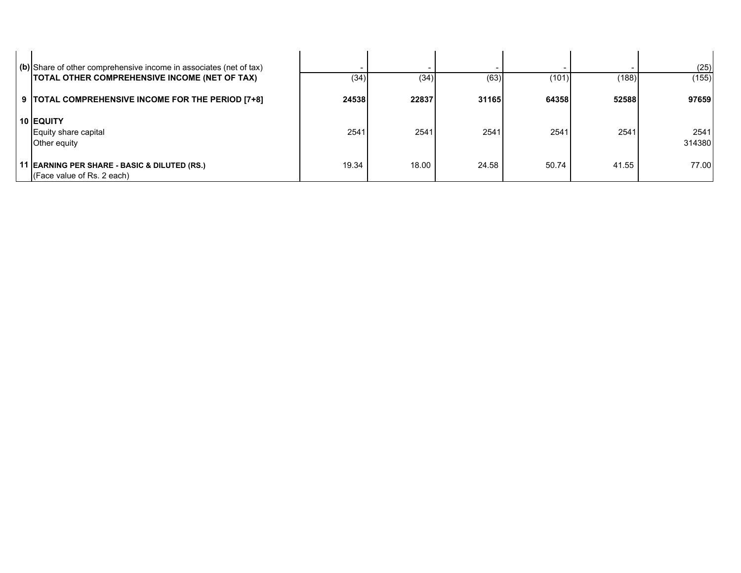| | | | | | | | |
|---|---|---|---|---|---|---|---|
| (b) | Share of other comprehensive income in associates (net of tax) | - | - | - | - | - | (25) |
| | **TOTAL OTHER COMPREHENSIVE INCOME (NET OF TAX)** | (34) | (34) | (63) | (101) | (188) | (155) |
| **9** | **TOTAL COMPREHENSIVE INCOME FOR THE PERIOD [7+8]** | **24538** | **22837** | **31165** | **64358** | **52588** | **97659** |
| **10** | **EQUITY** | | | | | | |
| | Equity share capital | 2541 | 2541 | 2541 | 2541 | 2541 | 2541 |
| | Other equity | | | | | | 314380 |
| **11** | **EARNING PER SHARE - BASIC & DILUTED (RS.)** (Face value of Rs. 2 each) | 19.34 | 18.00 | 24.58 | 50.74 | 41.55 | 77.00 |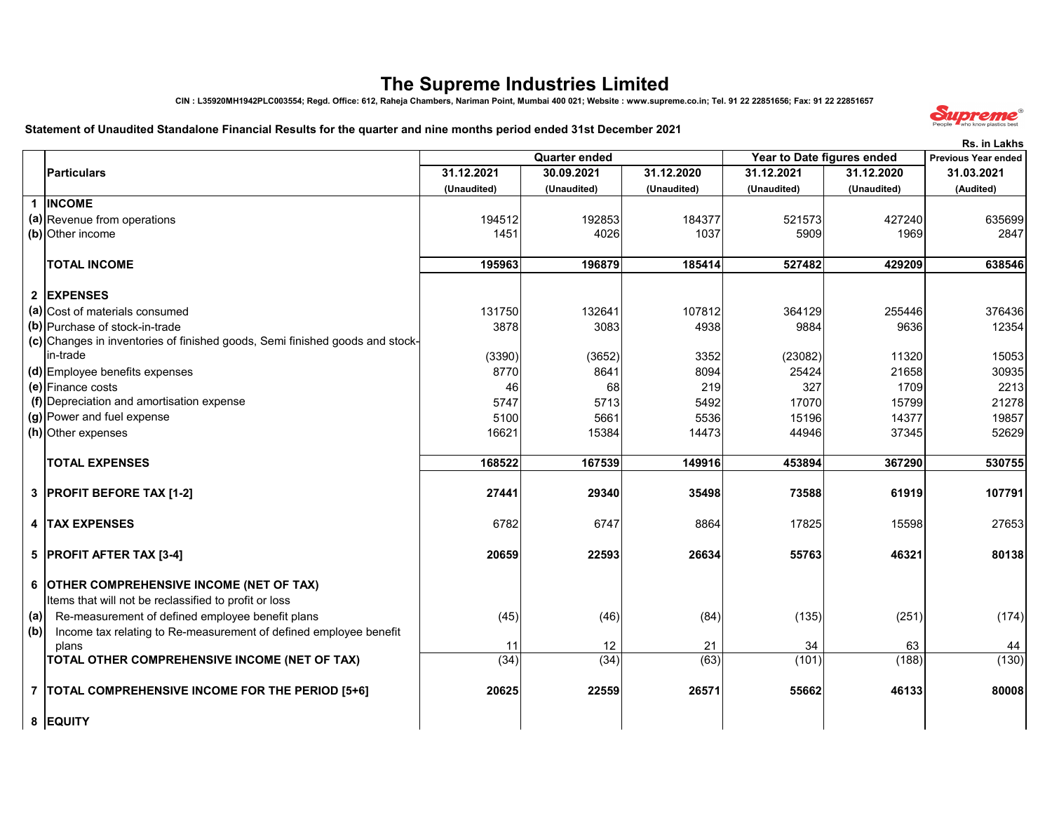# The Supreme Industries Limited

CIN : L35920MH1942PLC003554; Regd. Office: 612, Raheja Chambers, Nariman Point, Mumbai 400 021; Website : www.supreme.co.in; Tel. 91 22 22851656; Fax: 91 22 22851657

**Statement of Unaudited Standalone Financial Results for the quarter and nine months period ended 31st December 2021**

Rs. in Lakhs

| | Particulars | Quarter ended | | | Year to Date figures ended | | Previous Year ended |
|---|---|---|---|---|---|---|---|
| | | 31.12.2021 | 30.09.2021 | 31.12.2020 | 31.12.2021 | 31.12.2020 | 31.03.2021 |
| | | (Unaudited) | (Unaudited) | (Unaudited) | (Unaudited) | (Unaudited) | (Audited) |
| 1 | **INCOME** | | | | | | |
| (a) | Revenue from operations | 194512 | 192853 | 184377 | 521573 | 427240 | 635699 |
| (b) | Other income | 1451 | 4026 | 1037 | 5909 | 1969 | 2847 |
| | **TOTAL INCOME** | **195963** | **196879** | **185414** | **527482** | **429209** | **638546** |
| 2 | **EXPENSES** | | | | | | |
| (a) | Cost of materials consumed | 131750 | 132641 | 107812 | 364129 | 255446 | 376436 |
| (b) | Purchase of stock-in-trade | 3878 | 3083 | 4938 | 9884 | 9636 | 12354 |
| (c) | Changes in inventories of finished goods, Semi finished goods and stock-in-trade | (3390) | (3652) | 3352 | (23082) | 11320 | 15053 |
| (d) | Employee benefits expenses | 8770 | 8641 | 8094 | 25424 | 21658 | 30935 |
| (e) | Finance costs | 46 | 68 | 219 | 327 | 1709 | 2213 |
| (f) | Depreciation and amortisation expense | 5747 | 5713 | 5492 | 17070 | 15799 | 21278 |
| (g) | Power and fuel expense | 5100 | 5661 | 5536 | 15196 | 14377 | 19857 |
| (h) | Other expenses | 16621 | 15384 | 14473 | 44946 | 37345 | 52629 |
| | **TOTAL EXPENSES** | **168522** | **167539** | **149916** | **453894** | **367290** | **530755** |
| 3 | **PROFIT BEFORE TAX [1-2]** | **27441** | **29340** | **35498** | **73588** | **61919** | **107791** |
| 4 | **TAX EXPENSES** | 6782 | 6747 | 8864 | 17825 | 15598 | 27653 |
| 5 | **PROFIT AFTER TAX [3-4]** | **20659** | **22593** | **26634** | **55763** | **46321** | **80138** |
| 6 | **OTHER COMPREHENSIVE INCOME (NET OF TAX)** | | | | | | |
| | Items that will not be reclassified to profit or loss | | | | | | |
| (a) | Re-measurement of defined employee benefit plans | (45) | (46) | (84) | (135) | (251) | (174) |
| (b) | Income tax relating to Re-measurement of defined employee benefit plans | 11 | 12 | 21 | 34 | 63 | 44 |
| | **TOTAL OTHER COMPREHENSIVE INCOME (NET OF TAX)** | (34) | (34) | (63) | (101) | (188) | (130) |
| 7 | **TOTAL COMPREHENSIVE INCOME FOR THE PERIOD [5+6]** | **20625** | **22559** | **26571** | **55662** | **46133** | **80008** |
| 8 | **EQUITY** | | | | | | |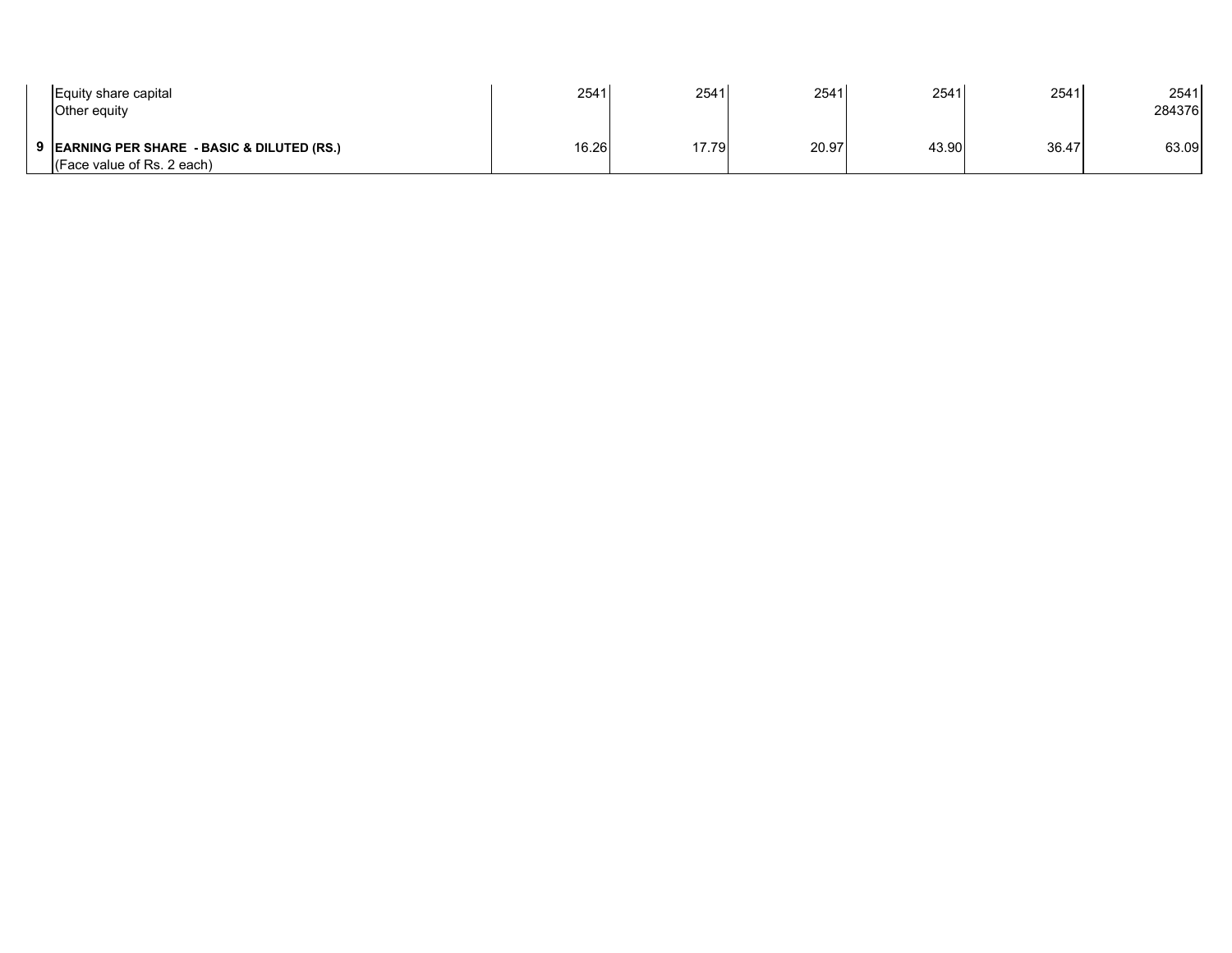| | | | | | | | |
|---|---|---|---|---|---|---|---|
| | Equity share capital | 2541 | 2541 | 2541 | 2541 | 2541 | 2541 |
| | Other equity | | | | | | 284376 |
| 9 | **EARNING PER SHARE - BASIC & DILUTED (RS.)** (Face value of Rs. 2 each) | 16.26 | 17.79 | 20.97 | 43.90 | 36.47 | 63.09 |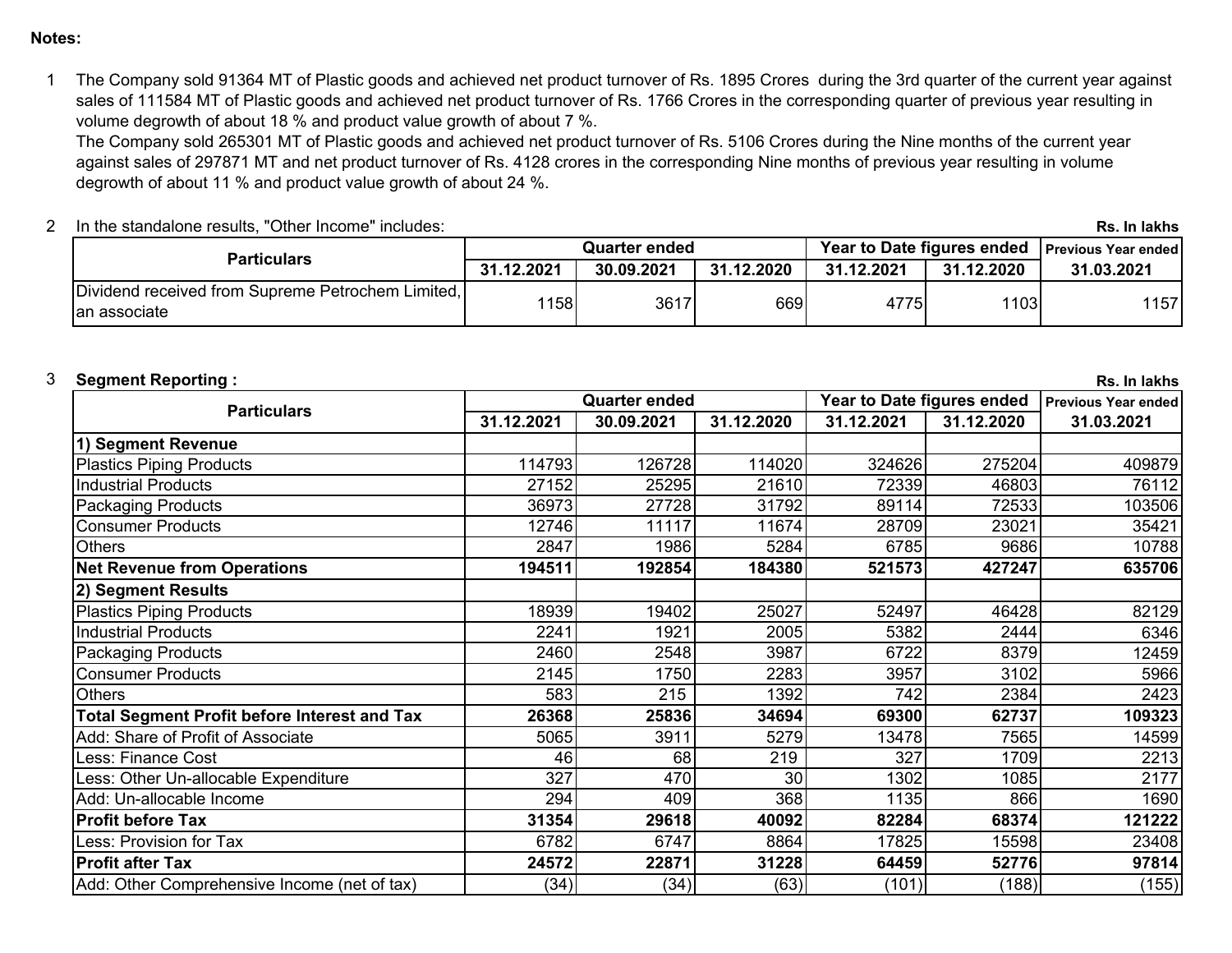**Notes:**

1. The Company sold 91364 MT of Plastic goods and achieved net product turnover of Rs. 1895 Crores during the 3rd quarter of the current year against sales of 111584 MT of Plastic goods and achieved net product turnover of Rs. 1766 Crores in the corresponding quarter of previous year resulting in volume degrowth of about 18 % and product value growth of about 7 %.
   The Company sold 265301 MT of Plastic goods and achieved net product turnover of Rs. 5106 Crores during the Nine months of the current year against sales of 297871 MT and net product turnover of Rs. 4128 crores in the corresponding Nine months of previous year resulting in volume degrowth of about 11 % and product value growth of about 24 %.

2. In the standalone results, "Other Income" includes:

Rs. In lakhs

| Particulars | Quarter ended | | | Year to Date figures ended | | Previous Year ended |
|---|---|---|---|---|---|---|
| | 31.12.2021 | 30.09.2021 | 31.12.2020 | 31.12.2021 | 31.12.2020 | 31.03.2021 |
| Dividend received from Supreme Petrochem Limited, an associate | 1158 | 3617 | 669 | 4775 | 1103 | 1157 |

3. **Segment Reporting :**

Rs. In lakhs

| Particulars | Quarter ended | | | Year to Date figures ended | | Previous Year ended |
|---|---|---|---|---|---|---|
| | 31.12.2021 | 30.09.2021 | 31.12.2020 | 31.12.2021 | 31.12.2020 | 31.03.2021 |
| **1) Segment Revenue** | | | | | | |
| Plastics Piping Products | 114793 | 126728 | 114020 | 324626 | 275204 | 409879 |
| Industrial Products | 27152 | 25295 | 21610 | 72339 | 46803 | 76112 |
| Packaging Products | 36973 | 27728 | 31792 | 89114 | 72533 | 103506 |
| Consumer Products | 12746 | 11117 | 11674 | 28709 | 23021 | 35421 |
| Others | 2847 | 1986 | 5284 | 6785 | 9686 | 10788 |
| **Net Revenue from Operations** | **194511** | **192854** | **184380** | **521573** | **427247** | **635706** |
| **2) Segment Results** | | | | | | |
| Plastics Piping Products | 18939 | 19402 | 25027 | 52497 | 46428 | 82129 |
| Industrial Products | 2241 | 1921 | 2005 | 5382 | 2444 | 6346 |
| Packaging Products | 2460 | 2548 | 3987 | 6722 | 8379 | 12459 |
| Consumer Products | 2145 | 1750 | 2283 | 3957 | 3102 | 5966 |
| Others | 583 | 215 | 1392 | 742 | 2384 | 2423 |
| **Total Segment Profit before Interest and Tax** | **26368** | **25836** | **34694** | **69300** | **62737** | **109323** |
| Add: Share of Profit of Associate | 5065 | 3911 | 5279 | 13478 | 7565 | 14599 |
| Less: Finance Cost | 46 | 68 | 219 | 327 | 1709 | 2213 |
| Less: Other Un-allocable Expenditure | 327 | 470 | 30 | 1302 | 1085 | 2177 |
| Add: Un-allocable Income | 294 | 409 | 368 | 1135 | 866 | 1690 |
| **Profit before Tax** | **31354** | **29618** | **40092** | **82284** | **68374** | **121222** |
| Less: Provision for Tax | 6782 | 6747 | 8864 | 17825 | 15598 | 23408 |
| **Profit after Tax** | **24572** | **22871** | **31228** | **64459** | **52776** | **97814** |
| Add: Other Comprehensive Income (net of tax) | (34) | (34) | (63) | (101) | (188) | (155) |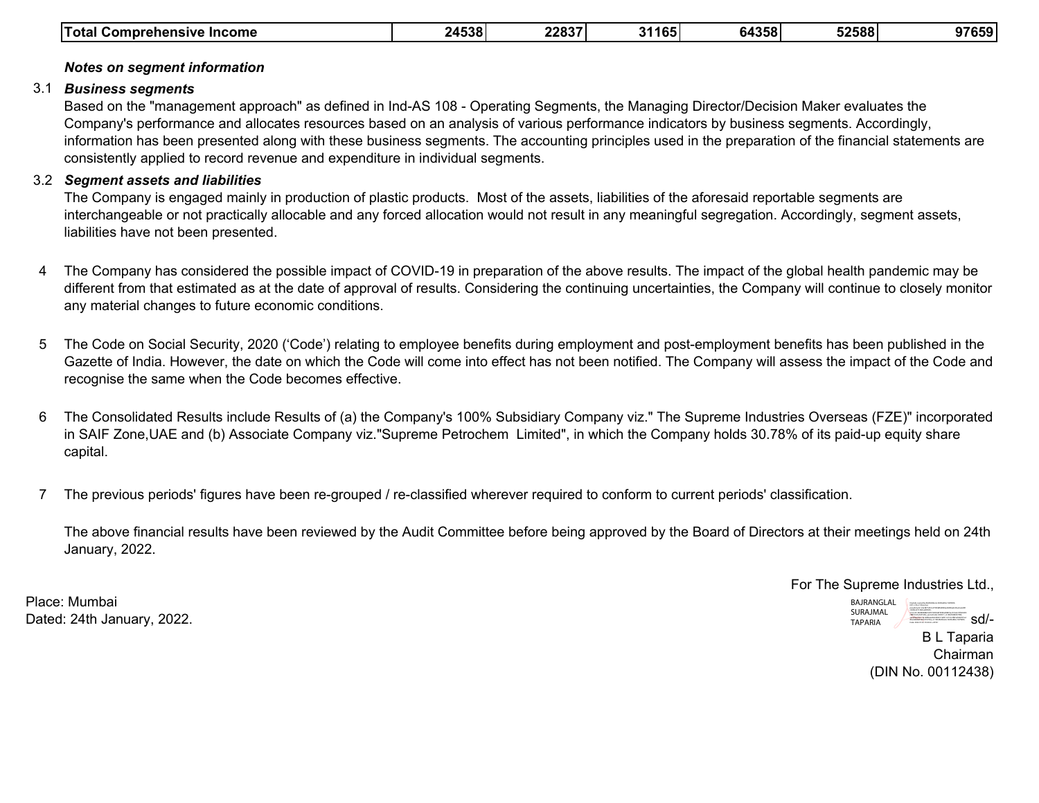| Total Comprehensive Income | 24538 | 22837 | 31165 | 64358 | 52588 | 97659 |
|---|---|---|---|---|---|---|

***Notes on segment information***

3.1 ***Business segments***

Based on the "management approach" as defined in Ind-AS 108 - Operating Segments, the Managing Director/Decision Maker evaluates the Company's performance and allocates resources based on an analysis of various performance indicators by business segments. Accordingly, information has been presented along with these business segments. The accounting principles used in the preparation of the financial statements are consistently applied to record revenue and expenditure in individual segments.

3.2 ***Segment assets and liabilities***

The Company is engaged mainly in production of plastic products. Most of the assets, liabilities of the aforesaid reportable segments are interchangeable or not practically allocable and any forced allocation would not result in any meaningful segregation. Accordingly, segment assets, liabilities have not been presented.

4 The Company has considered the possible impact of COVID-19 in preparation of the above results. The impact of the global health pandemic may be different from that estimated as at the date of approval of results. Considering the continuing uncertainties, the Company will continue to closely monitor any material changes to future economic conditions.

5 The Code on Social Security, 2020 ('Code') relating to employee benefits during employment and post-employment benefits has been published in the Gazette of India. However, the date on which the Code will come into effect has not been notified. The Company will assess the impact of the Code and recognise the same when the Code becomes effective.

6 The Consolidated Results include Results of (a) the Company's 100% Subsidiary Company viz." The Supreme Industries Overseas (FZE)" incorporated in SAIF Zone,UAE and (b) Associate Company viz."Supreme Petrochem Limited", in which the Company holds 30.78% of its paid-up equity share capital.

7 The previous periods' figures have been re-grouped / re-classified wherever required to conform to current periods' classification.

The above financial results have been reviewed by the Audit Committee before being approved by the Board of Directors at their meetings held on 24th January, 2022.

For The Supreme Industries Ltd.,

Place: Mumbai
Dated: 24th January, 2022.

BAJRANGLAL SURAJMAL TAPARIA

sd/-
B L Taparia
Chairman
(DIN No. 00112438)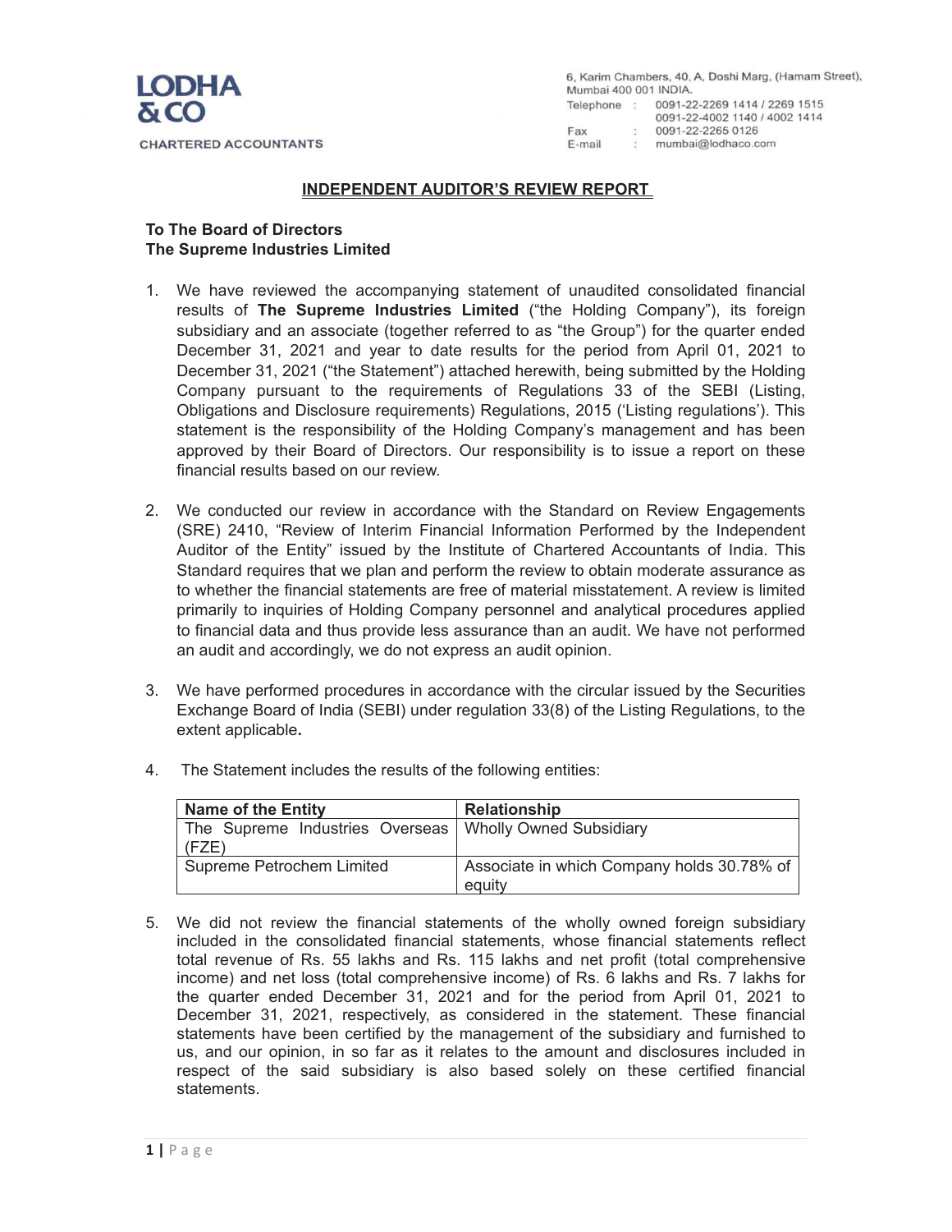**LODHA & CO**

CHARTERED ACCOUNTANTS

6, Karim Chambers, 40, A. Doshi Marg, (Hamam Street), Mumbai 400 001 INDIA.
Telephone : 0091-22-2269 1414 / 2269 1515
0091-22-4002 1140 / 4002 1414
Fax : 0091-22-2265 0126
E-mail : mumbai@lodhaco.com

## INDEPENDENT AUDITOR'S REVIEW REPORT

**To The Board of Directors**
**The Supreme Industries Limited**

1. We have reviewed the accompanying statement of unaudited consolidated financial results of **The Supreme Industries Limited** ("the Holding Company"), its foreign subsidiary and an associate (together referred to as "the Group") for the quarter ended December 31, 2021 and year to date results for the period from April 01, 2021 to December 31, 2021 ("the Statement") attached herewith, being submitted by the Holding Company pursuant to the requirements of Regulations 33 of the SEBI (Listing, Obligations and Disclosure requirements) Regulations, 2015 ('Listing regulations'). This statement is the responsibility of the Holding Company's management and has been approved by their Board of Directors. Our responsibility is to issue a report on these financial results based on our review.

2. We conducted our review in accordance with the Standard on Review Engagements (SRE) 2410, "Review of Interim Financial Information Performed by the Independent Auditor of the Entity" issued by the Institute of Chartered Accountants of India. This Standard requires that we plan and perform the review to obtain moderate assurance as to whether the financial statements are free of material misstatement. A review is limited primarily to inquiries of Holding Company personnel and analytical procedures applied to financial data and thus provide less assurance than an audit. We have not performed an audit and accordingly, we do not express an audit opinion.

3. We have performed procedures in accordance with the circular issued by the Securities Exchange Board of India (SEBI) under regulation 33(8) of the Listing Regulations, to the extent applicable**.**

4. The Statement includes the results of the following entities:

| Name of the Entity | Relationship |
|---|---|
| The Supreme Industries Overseas (FZE) | Wholly Owned Subsidiary |
| Supreme Petrochem Limited | Associate in which Company holds 30.78% of equity |

5. We did not review the financial statements of the wholly owned foreign subsidiary included in the consolidated financial statements, whose financial statements reflect total revenue of Rs. 55 lakhs and Rs. 115 lakhs and net profit (total comprehensive income) and net loss (total comprehensive income) of Rs. 6 lakhs and Rs. 7 lakhs for the quarter ended December 31, 2021 and for the period from April 01, 2021 to December 31, 2021, respectively, as considered in the statement. These financial statements have been certified by the management of the subsidiary and furnished to us, and our opinion, in so far as it relates to the amount and disclosures included in respect of the said subsidiary is also based solely on these certified financial statements.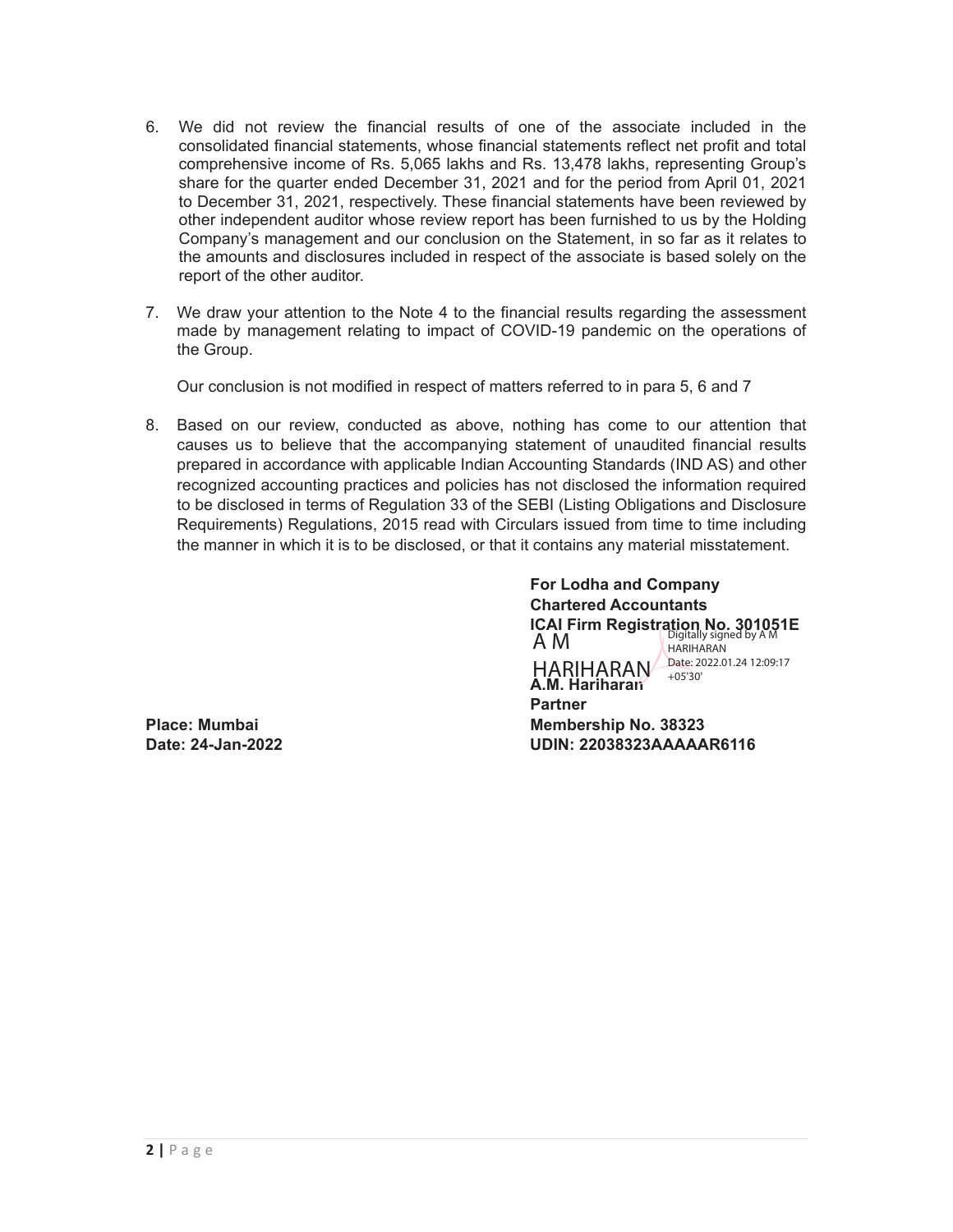6. We did not review the financial results of one of the associate included in the consolidated financial statements, whose financial statements reflect net profit and total comprehensive income of Rs. 5,065 lakhs and Rs. 13,478 lakhs, representing Group's share for the quarter ended December 31, 2021 and for the period from April 01, 2021 to December 31, 2021, respectively. These financial statements have been reviewed by other independent auditor whose review report has been furnished to us by the Holding Company's management and our conclusion on the Statement, in so far as it relates to the amounts and disclosures included in respect of the associate is based solely on the report of the other auditor.

7. We draw your attention to the Note 4 to the financial results regarding the assessment made by management relating to impact of COVID-19 pandemic on the operations of the Group.

   Our conclusion is not modified in respect of matters referred to in para 5, 6 and 7

8. Based on our review, conducted as above, nothing has come to our attention that causes us to believe that the accompanying statement of unaudited financial results prepared in accordance with applicable Indian Accounting Standards (IND AS) and other recognized accounting practices and policies has not disclosed the information required to be disclosed in terms of Regulation 33 of the SEBI (Listing Obligations and Disclosure Requirements) Regulations, 2015 read with Circulars issued from time to time including the manner in which it is to be disclosed, or that it contains any material misstatement.

**For Lodha and Company**
**Chartered Accountants**
**ICAI Firm Registration No. 301051E**

A M HARIHARAN
Digitally signed by A M HARIHARAN
Date: 2022.01.24 12:09:17 +05'30'

**A.M. Hariharan**
**Partner**
**Membership No. 38323**
**UDIN: 22038323AAAAAR6116**

**Place: Mumbai**
**Date: 24-Jan-2022**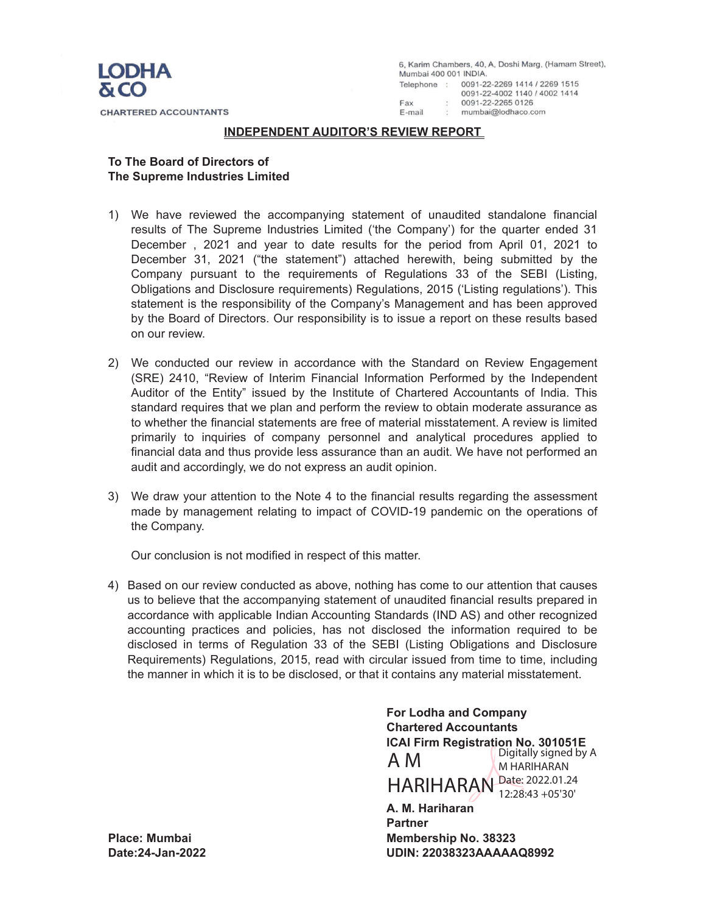LODHA & CO

CHARTERED ACCOUNTANTS

6, Karim Chambers, 40, A, Doshi Marg, (Hamam Street), Mumbai 400 001 INDIA.
Telephone : 0091-22-2269 1414 / 2269 1515
0091-22-4002 1140 / 4002 1414
Fax : 0091-22-2265 0126
E-mail : mumbai@lodhaco.com

# INDEPENDENT AUDITOR'S REVIEW REPORT

**To The Board of Directors of**
**The Supreme Industries Limited**

1) We have reviewed the accompanying statement of unaudited standalone financial results of The Supreme Industries Limited ('the Company') for the quarter ended 31 December , 2021 and year to date results for the period from April 01, 2021 to December 31, 2021 ("the statement") attached herewith, being submitted by the Company pursuant to the requirements of Regulations 33 of the SEBI (Listing, Obligations and Disclosure requirements) Regulations, 2015 ('Listing regulations'). This statement is the responsibility of the Company's Management and has been approved by the Board of Directors. Our responsibility is to issue a report on these results based on our review.

2) We conducted our review in accordance with the Standard on Review Engagement (SRE) 2410, "Review of Interim Financial Information Performed by the Independent Auditor of the Entity" issued by the Institute of Chartered Accountants of India. This standard requires that we plan and perform the review to obtain moderate assurance as to whether the financial statements are free of material misstatement. A review is limited primarily to inquiries of company personnel and analytical procedures applied to financial data and thus provide less assurance than an audit. We have not performed an audit and accordingly, we do not express an audit opinion.

3) We draw your attention to the Note 4 to the financial results regarding the assessment made by management relating to impact of COVID-19 pandemic on the operations of the Company.

   Our conclusion is not modified in respect of this matter.

4) Based on our review conducted as above, nothing has come to our attention that causes us to believe that the accompanying statement of unaudited financial results prepared in accordance with applicable Indian Accounting Standards (IND AS) and other recognized accounting practices and policies, has not disclosed the information required to be disclosed in terms of Regulation 33 of the SEBI (Listing Obligations and Disclosure Requirements) Regulations, 2015, read with circular issued from time to time, including the manner in which it is to be disclosed, or that it contains any material misstatement.

**For Lodha and Company**
**Chartered Accountants**
**ICAI Firm Registration No. 301051E**

A M HARIHARAN
Digitally signed by A M HARIHARAN
Date: 2022.01.24 12:28:43 +05'30'

**A. M. Hariharan**
**Partner**
**Membership No. 38323**
**UDIN: 22038323AAAAAQ8992**

**Place: Mumbai**
**Date:24-Jan-2022**